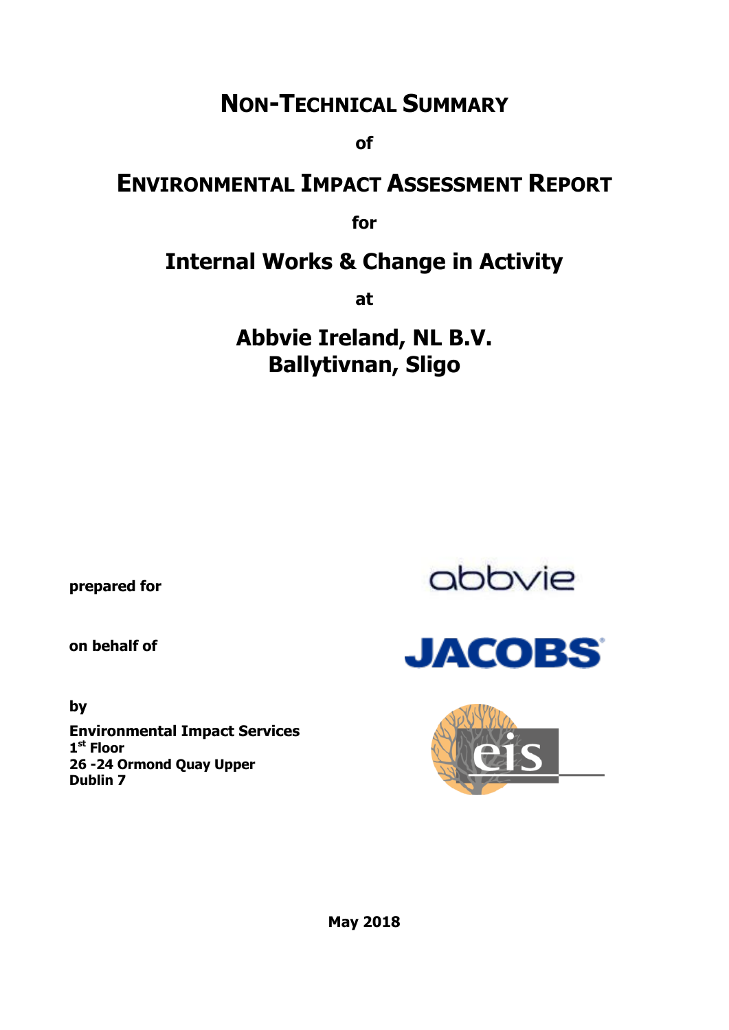# Non-Technical Summary

**of**

# Environmental Impact Assessment Report

**for**

## Internal Works & Change in Activity

**at**

## Abbvie Ireland, NL B.V.
## Ballytivnan, Sligo

**prepared for**

abbvie

**on behalf of**

JACOBS

**by**

**Environmental Impact Services**
**1st Floor**
**26 -24 Ormond Quay Upper**
**Dublin 7**

eis

**May 2018**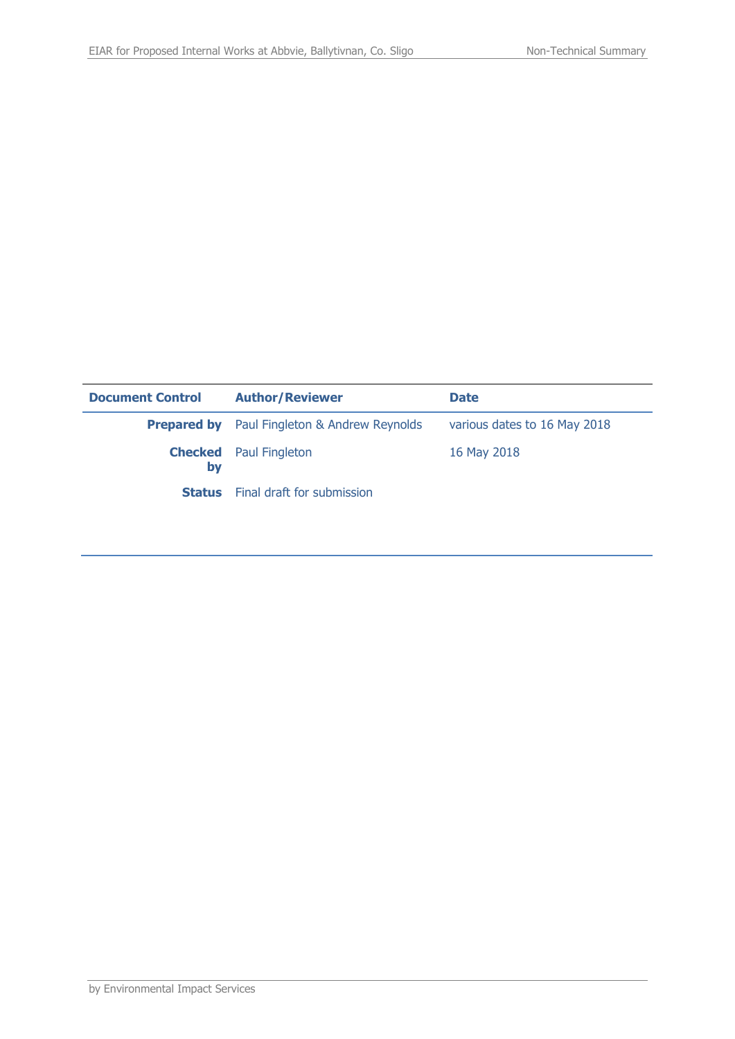| Document Control | Author/Reviewer | Date |
|---|---|---|
| **Prepared by** | Paul Fingleton & Andrew Reynolds | various dates to 16 May 2018 |
| **Checked by** | Paul Fingleton | 16 May 2018 |
| **Status** | Final draft for submission | |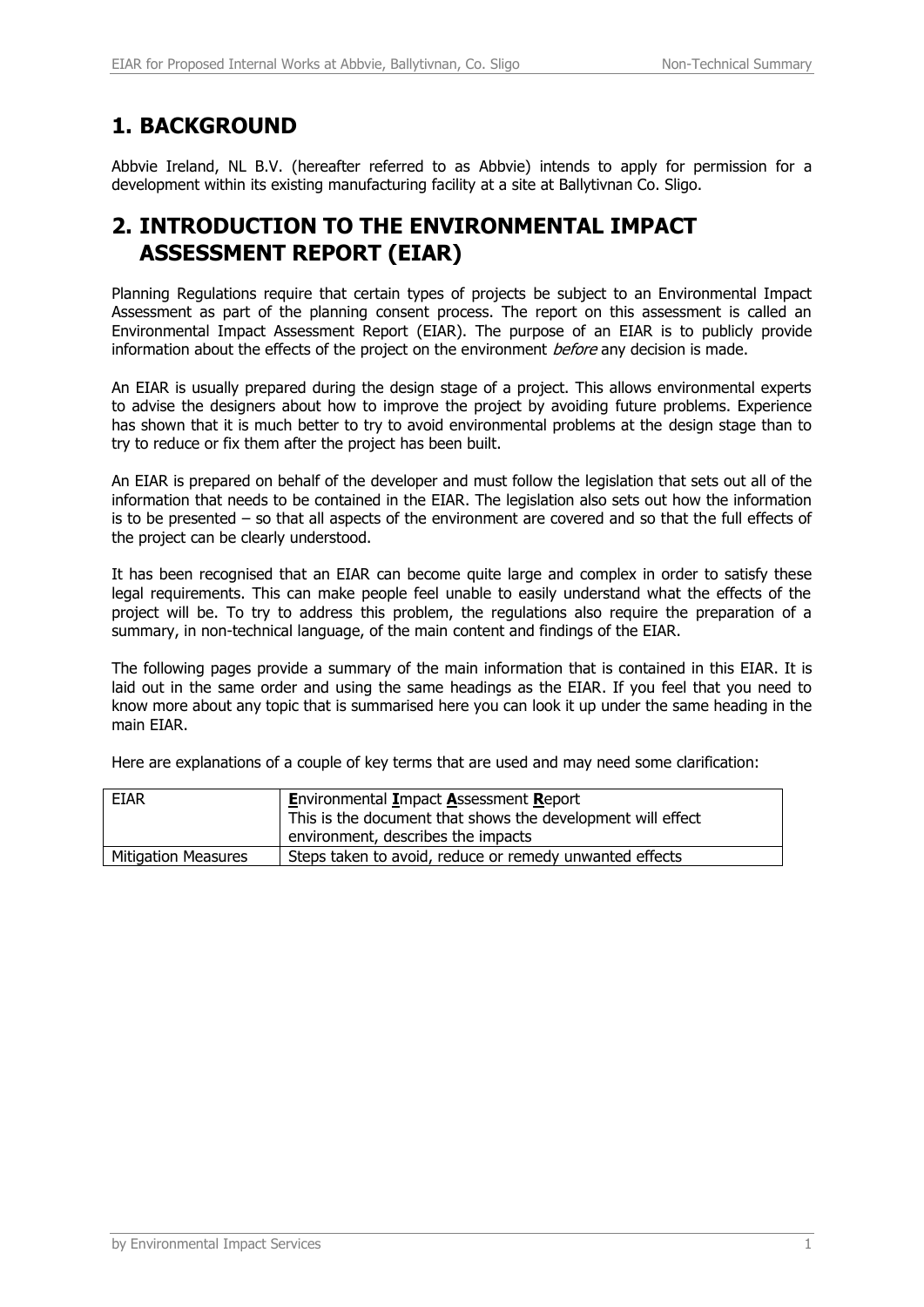# 1. BACKGROUND

Abbvie Ireland, NL B.V. (hereafter referred to as Abbvie) intends to apply for permission for a development within its existing manufacturing facility at a site at Ballytivnan Co. Sligo.

# 2. INTRODUCTION TO THE ENVIRONMENTAL IMPACT ASSESSMENT REPORT (EIAR)

Planning Regulations require that certain types of projects be subject to an Environmental Impact Assessment as part of the planning consent process. The report on this assessment is called an Environmental Impact Assessment Report (EIAR). The purpose of an EIAR is to publicly provide information about the effects of the project on the environment *before* any decision is made.

An EIAR is usually prepared during the design stage of a project. This allows environmental experts to advise the designers about how to improve the project by avoiding future problems. Experience has shown that it is much better to try to avoid environmental problems at the design stage than to try to reduce or fix them after the project has been built.

An EIAR is prepared on behalf of the developer and must follow the legislation that sets out all of the information that needs to be contained in the EIAR. The legislation also sets out how the information is to be presented – so that all aspects of the environment are covered and so that the full effects of the project can be clearly understood.

It has been recognised that an EIAR can become quite large and complex in order to satisfy these legal requirements. This can make people feel unable to easily understand what the effects of the project will be. To try to address this problem, the regulations also require the preparation of a summary, in non-technical language, of the main content and findings of the EIAR.

The following pages provide a summary of the main information that is contained in this EIAR. It is laid out in the same order and using the same headings as the EIAR. If you feel that you need to know more about any topic that is summarised here you can look it up under the same heading in the main EIAR.

Here are explanations of a couple of key terms that are used and may need some clarification:

| | |
|---|---|
| EIAR | **E**nvironmental **I**mpact **A**ssessment **R**eport<br>This is the document that shows the development will effect environment, describes the impacts |
| Mitigation Measures | Steps taken to avoid, reduce or remedy unwanted effects |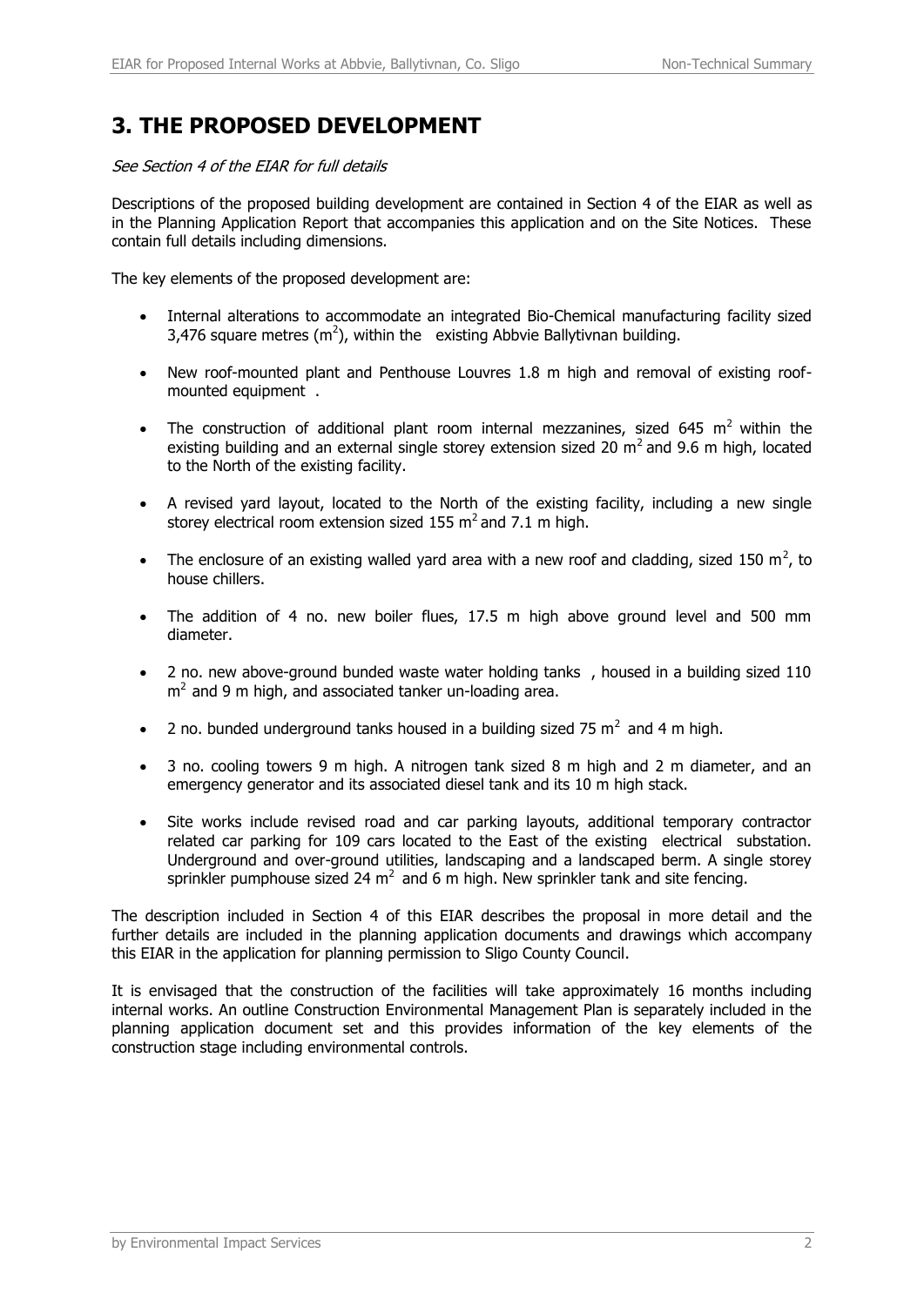# 3. THE PROPOSED DEVELOPMENT

*See Section 4 of the EIAR for full details*

Descriptions of the proposed building development are contained in Section 4 of the EIAR as well as in the Planning Application Report that accompanies this application and on the Site Notices. These contain full details including dimensions.

The key elements of the proposed development are:

- Internal alterations to accommodate an integrated Bio-Chemical manufacturing facility sized 3,476 square metres ($m^2$), within the existing Abbvie Ballytivnan building.
- New roof-mounted plant and Penthouse Louvres 1.8 m high and removal of existing roof-mounted equipment .
- The construction of additional plant room internal mezzanines, sized 645 $m^2$ within the existing building and an external single storey extension sized 20 $m^2$ and 9.6 m high, located to the North of the existing facility.
- A revised yard layout, located to the North of the existing facility, including a new single storey electrical room extension sized 155 $m^2$ and 7.1 m high.
- The enclosure of an existing walled yard area with a new roof and cladding, sized 150 $m^2$, to house chillers.
- The addition of 4 no. new boiler flues, 17.5 m high above ground level and 500 mm diameter.
- 2 no. new above-ground bunded waste water holding tanks , housed in a building sized 110 $m^2$ and 9 m high, and associated tanker un-loading area.
- 2 no. bunded underground tanks housed in a building sized 75 $m^2$ and 4 m high.
- 3 no. cooling towers 9 m high. A nitrogen tank sized 8 m high and 2 m diameter, and an emergency generator and its associated diesel tank and its 10 m high stack.
- Site works include revised road and car parking layouts, additional temporary contractor related car parking for 109 cars located to the East of the existing electrical substation. Underground and over-ground utilities, landscaping and a landscaped berm. A single storey sprinkler pumphouse sized 24 $m^2$ and 6 m high. New sprinkler tank and site fencing.

The description included in Section 4 of this EIAR describes the proposal in more detail and the further details are included in the planning application documents and drawings which accompany this EIAR in the application for planning permission to Sligo County Council.

It is envisaged that the construction of the facilities will take approximately 16 months including internal works. An outline Construction Environmental Management Plan is separately included in the planning application document set and this provides information of the key elements of the construction stage including environmental controls.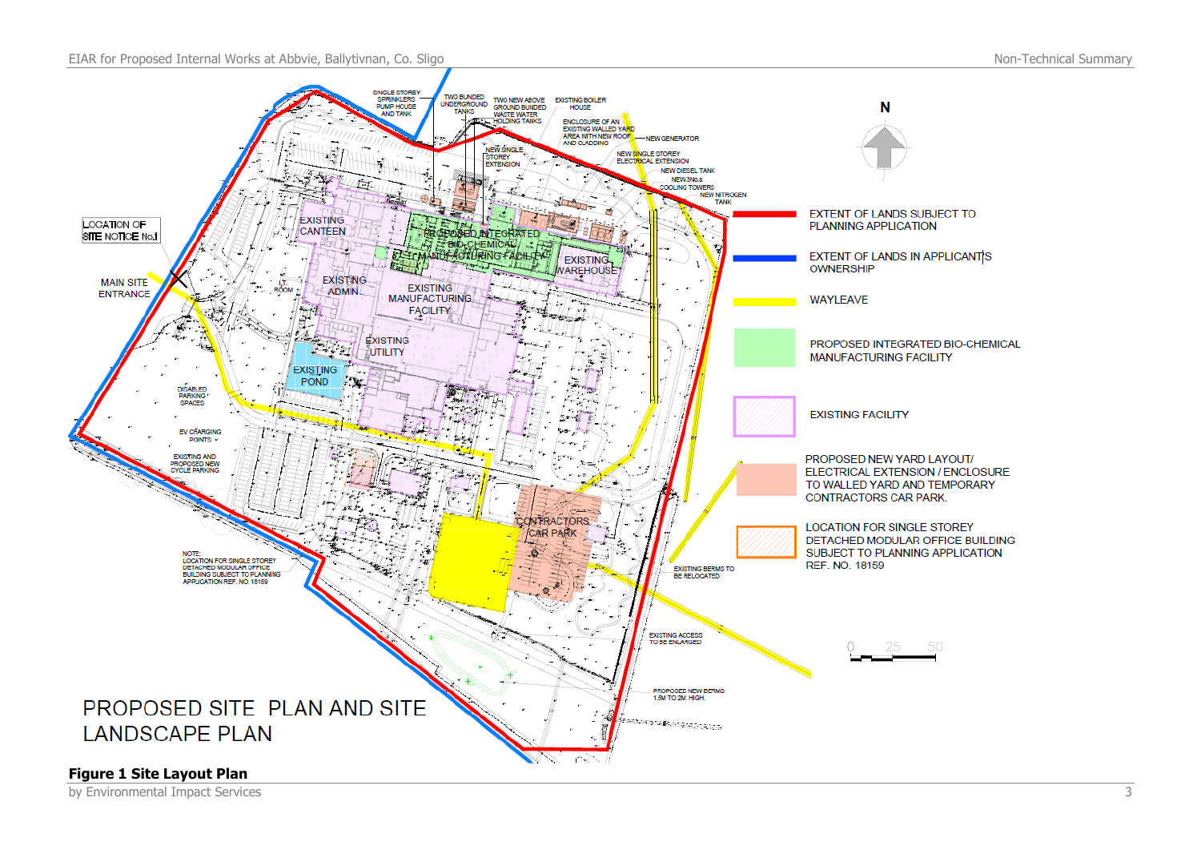PROPOSED SITE PLAN AND SITE LANDSCAPE PLAN

| Legend |
| --- |
| EXTENT OF LANDS SUBJECT TO PLANNING APPLICATION |
| EXTENT OF LANDS IN APPLICANT'S OWNERSHIP |
| WAYLEAVE |
| PROPOSED INTEGRATED BIO-CHEMICAL MANUFACTURING FACILITY |
| EXISTING FACILITY |
| PROPOSED NEW YARD LAYOUT/ ELECTRICAL EXTENSION / ENCLOSURE TO WALLED YARD AND TEMPORARY CONTRACTORS CAR PARK. |
| LOCATION FOR SINGLE STOREY DETACHED MODULAR OFFICE BUILDING SUBJECT TO PLANNING APPLICATION REF. NO. 18159 |

NOTE: LOCATION FOR SINGLE STOREY DETACHED MODULAR OFFICE BUILDING SUBJECT TO PLANNING APPLICATION REF. NO. 18159

**Figure 1 Site Layout Plan**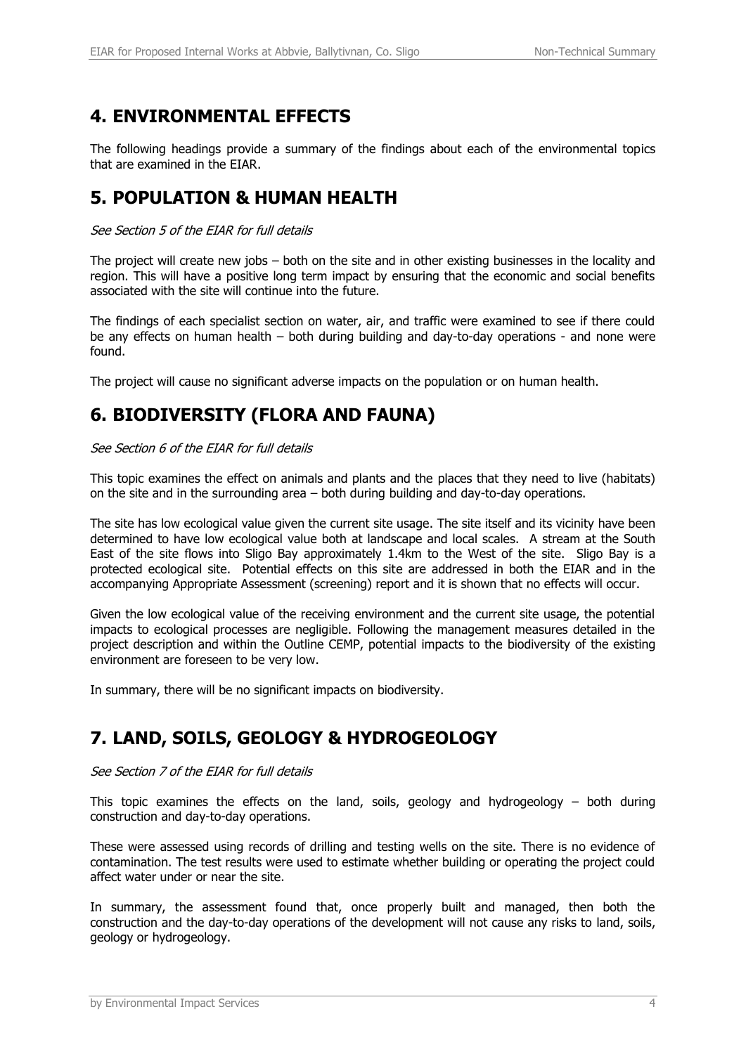# 4. ENVIRONMENTAL EFFECTS

The following headings provide a summary of the findings about each of the environmental topics that are examined in the EIAR.

# 5. POPULATION & HUMAN HEALTH

*See Section 5 of the EIAR for full details*

The project will create new jobs – both on the site and in other existing businesses in the locality and region. This will have a positive long term impact by ensuring that the economic and social benefits associated with the site will continue into the future.

The findings of each specialist section on water, air, and traffic were examined to see if there could be any effects on human health – both during building and day-to-day operations - and none were found.

The project will cause no significant adverse impacts on the population or on human health.

# 6. BIODIVERSITY (FLORA AND FAUNA)

*See Section 6 of the EIAR for full details*

This topic examines the effect on animals and plants and the places that they need to live (habitats) on the site and in the surrounding area – both during building and day-to-day operations.

The site has low ecological value given the current site usage. The site itself and its vicinity have been determined to have low ecological value both at landscape and local scales. A stream at the South East of the site flows into Sligo Bay approximately 1.4km to the West of the site. Sligo Bay is a protected ecological site. Potential effects on this site are addressed in both the EIAR and in the accompanying Appropriate Assessment (screening) report and it is shown that no effects will occur.

Given the low ecological value of the receiving environment and the current site usage, the potential impacts to ecological processes are negligible. Following the management measures detailed in the project description and within the Outline CEMP, potential impacts to the biodiversity of the existing environment are foreseen to be very low.

In summary, there will be no significant impacts on biodiversity.

# 7. LAND, SOILS, GEOLOGY & HYDROGEOLOGY

*See Section 7 of the EIAR for full details*

This topic examines the effects on the land, soils, geology and hydrogeology – both during construction and day-to-day operations.

These were assessed using records of drilling and testing wells on the site. There is no evidence of contamination. The test results were used to estimate whether building or operating the project could affect water under or near the site.

In summary, the assessment found that, once properly built and managed, then both the construction and the day-to-day operations of the development will not cause any risks to land, soils, geology or hydrogeology.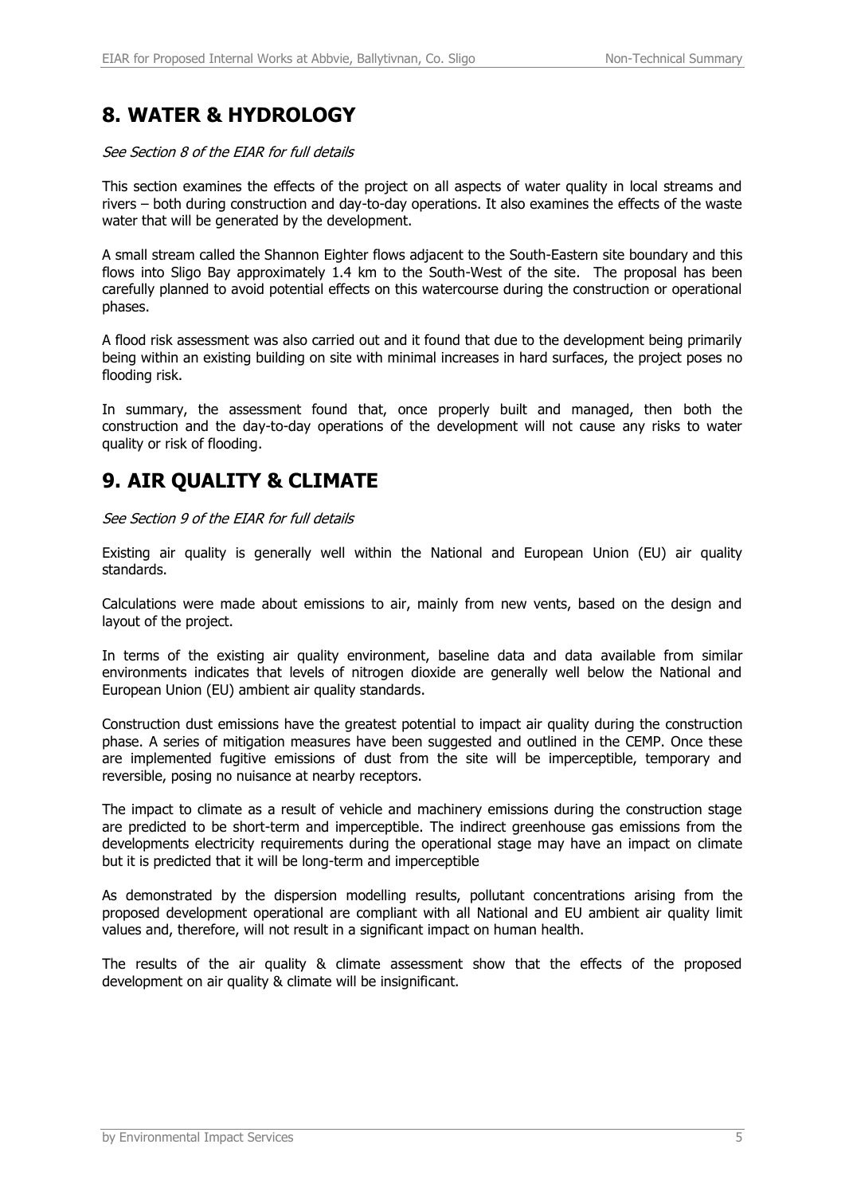## 8. WATER & HYDROLOGY

*See Section 8 of the EIAR for full details*

This section examines the effects of the project on all aspects of water quality in local streams and rivers – both during construction and day-to-day operations. It also examines the effects of the waste water that will be generated by the development.

A small stream called the Shannon Eighter flows adjacent to the South-Eastern site boundary and this flows into Sligo Bay approximately 1.4 km to the South-West of the site. The proposal has been carefully planned to avoid potential effects on this watercourse during the construction or operational phases.

A flood risk assessment was also carried out and it found that due to the development being primarily being within an existing building on site with minimal increases in hard surfaces, the project poses no flooding risk.

In summary, the assessment found that, once properly built and managed, then both the construction and the day-to-day operations of the development will not cause any risks to water quality or risk of flooding.

## 9. AIR QUALITY & CLIMATE

*See Section 9 of the EIAR for full details*

Existing air quality is generally well within the National and European Union (EU) air quality standards.

Calculations were made about emissions to air, mainly from new vents, based on the design and layout of the project.

In terms of the existing air quality environment, baseline data and data available from similar environments indicates that levels of nitrogen dioxide are generally well below the National and European Union (EU) ambient air quality standards.

Construction dust emissions have the greatest potential to impact air quality during the construction phase. A series of mitigation measures have been suggested and outlined in the CEMP. Once these are implemented fugitive emissions of dust from the site will be imperceptible, temporary and reversible, posing no nuisance at nearby receptors.

The impact to climate as a result of vehicle and machinery emissions during the construction stage are predicted to be short-term and imperceptible. The indirect greenhouse gas emissions from the developments electricity requirements during the operational stage may have an impact on climate but it is predicted that it will be long-term and imperceptible

As demonstrated by the dispersion modelling results, pollutant concentrations arising from the proposed development operational are compliant with all National and EU ambient air quality limit values and, therefore, will not result in a significant impact on human health.

The results of the air quality & climate assessment show that the effects of the proposed development on air quality & climate will be insignificant.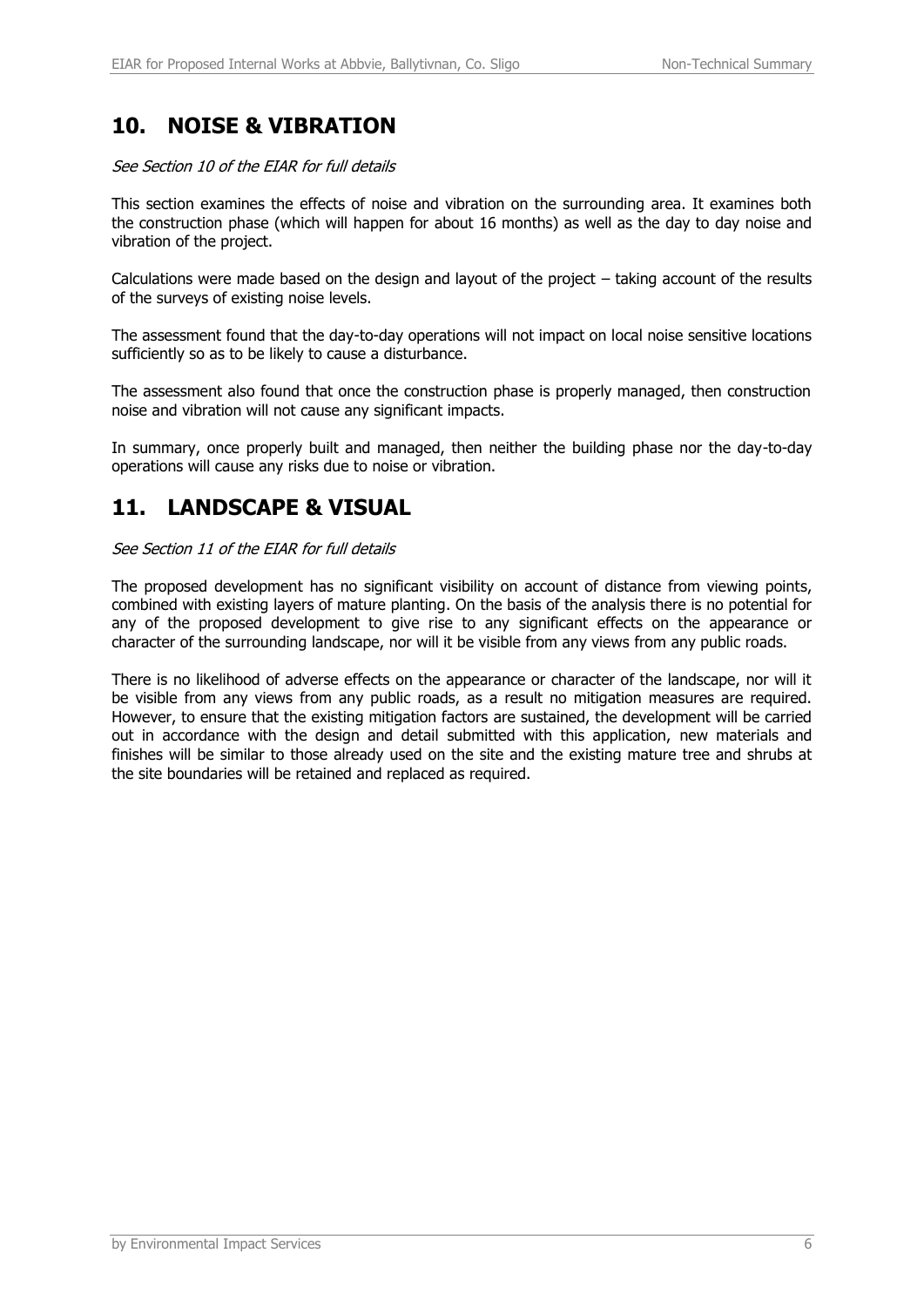## 10. NOISE & VIBRATION

*See Section 10 of the EIAR for full details*

This section examines the effects of noise and vibration on the surrounding area. It examines both the construction phase (which will happen for about 16 months) as well as the day to day noise and vibration of the project.

Calculations were made based on the design and layout of the project – taking account of the results of the surveys of existing noise levels.

The assessment found that the day-to-day operations will not impact on local noise sensitive locations sufficiently so as to be likely to cause a disturbance.

The assessment also found that once the construction phase is properly managed, then construction noise and vibration will not cause any significant impacts.

In summary, once properly built and managed, then neither the building phase nor the day-to-day operations will cause any risks due to noise or vibration.

## 11. LANDSCAPE & VISUAL

*See Section 11 of the EIAR for full details*

The proposed development has no significant visibility on account of distance from viewing points, combined with existing layers of mature planting. On the basis of the analysis there is no potential for any of the proposed development to give rise to any significant effects on the appearance or character of the surrounding landscape, nor will it be visible from any views from any public roads.

There is no likelihood of adverse effects on the appearance or character of the landscape, nor will it be visible from any views from any public roads, as a result no mitigation measures are required. However, to ensure that the existing mitigation factors are sustained, the development will be carried out in accordance with the design and detail submitted with this application, new materials and finishes will be similar to those already used on the site and the existing mature tree and shrubs at the site boundaries will be retained and replaced as required.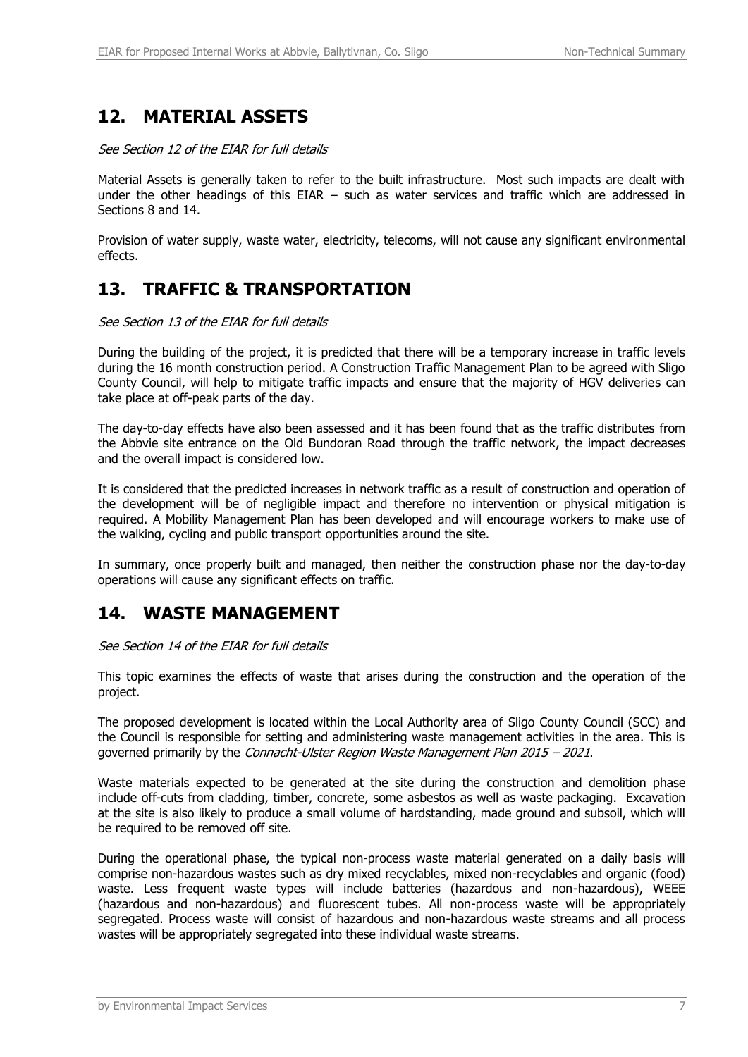## 12. MATERIAL ASSETS

*See Section 12 of the EIAR for full details*

Material Assets is generally taken to refer to the built infrastructure. Most such impacts are dealt with under the other headings of this EIAR – such as water services and traffic which are addressed in Sections 8 and 14.

Provision of water supply, waste water, electricity, telecoms, will not cause any significant environmental effects.

## 13. TRAFFIC & TRANSPORTATION

*See Section 13 of the EIAR for full details*

During the building of the project, it is predicted that there will be a temporary increase in traffic levels during the 16 month construction period. A Construction Traffic Management Plan to be agreed with Sligo County Council, will help to mitigate traffic impacts and ensure that the majority of HGV deliveries can take place at off-peak parts of the day.

The day-to-day effects have also been assessed and it has been found that as the traffic distributes from the Abbvie site entrance on the Old Bundoran Road through the traffic network, the impact decreases and the overall impact is considered low.

It is considered that the predicted increases in network traffic as a result of construction and operation of the development will be of negligible impact and therefore no intervention or physical mitigation is required. A Mobility Management Plan has been developed and will encourage workers to make use of the walking, cycling and public transport opportunities around the site.

In summary, once properly built and managed, then neither the construction phase nor the day-to-day operations will cause any significant effects on traffic.

## 14. WASTE MANAGEMENT

*See Section 14 of the EIAR for full details*

This topic examines the effects of waste that arises during the construction and the operation of the project.

The proposed development is located within the Local Authority area of Sligo County Council (SCC) and the Council is responsible for setting and administering waste management activities in the area. This is governed primarily by the *Connacht-Ulster Region Waste Management Plan 2015 – 2021*.

Waste materials expected to be generated at the site during the construction and demolition phase include off-cuts from cladding, timber, concrete, some asbestos as well as waste packaging. Excavation at the site is also likely to produce a small volume of hardstanding, made ground and subsoil, which will be required to be removed off site.

During the operational phase, the typical non-process waste material generated on a daily basis will comprise non-hazardous wastes such as dry mixed recyclables, mixed non-recyclables and organic (food) waste. Less frequent waste types will include batteries (hazardous and non-hazardous), WEEE (hazardous and non-hazardous) and fluorescent tubes. All non-process waste will be appropriately segregated. Process waste will consist of hazardous and non-hazardous waste streams and all process wastes will be appropriately segregated into these individual waste streams.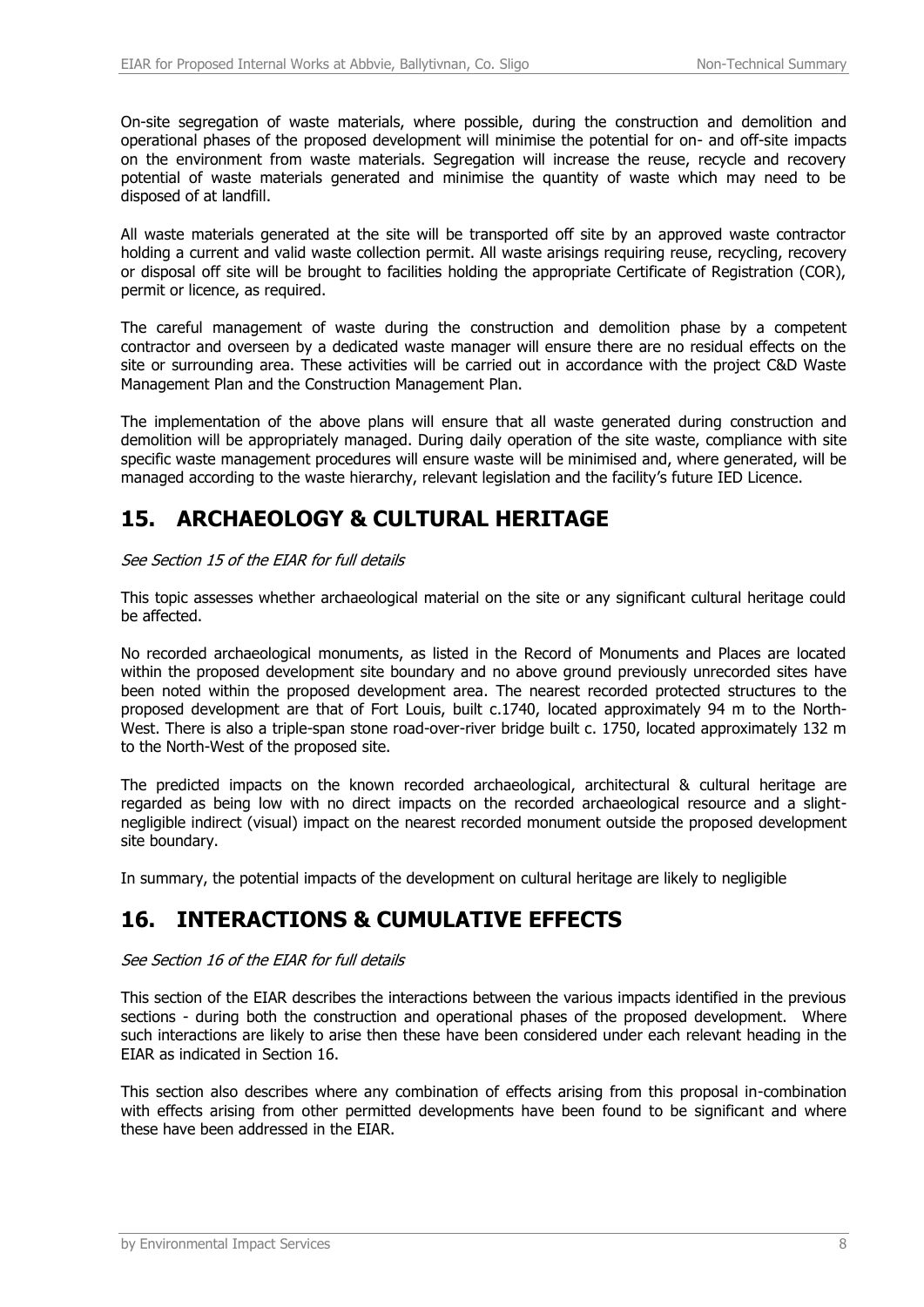On-site segregation of waste materials, where possible, during the construction and demolition and operational phases of the proposed development will minimise the potential for on- and off-site impacts on the environment from waste materials. Segregation will increase the reuse, recycle and recovery potential of waste materials generated and minimise the quantity of waste which may need to be disposed of at landfill.

All waste materials generated at the site will be transported off site by an approved waste contractor holding a current and valid waste collection permit. All waste arisings requiring reuse, recycling, recovery or disposal off site will be brought to facilities holding the appropriate Certificate of Registration (COR), permit or licence, as required.

The careful management of waste during the construction and demolition phase by a competent contractor and overseen by a dedicated waste manager will ensure there are no residual effects on the site or surrounding area. These activities will be carried out in accordance with the project C&D Waste Management Plan and the Construction Management Plan.

The implementation of the above plans will ensure that all waste generated during construction and demolition will be appropriately managed. During daily operation of the site waste, compliance with site specific waste management procedures will ensure waste will be minimised and, where generated, will be managed according to the waste hierarchy, relevant legislation and the facility's future IED Licence.

# 15. ARCHAEOLOGY & CULTURAL HERITAGE

*See Section 15 of the EIAR for full details*

This topic assesses whether archaeological material on the site or any significant cultural heritage could be affected.

No recorded archaeological monuments, as listed in the Record of Monuments and Places are located within the proposed development site boundary and no above ground previously unrecorded sites have been noted within the proposed development area. The nearest recorded protected structures to the proposed development are that of Fort Louis, built c.1740, located approximately 94 m to the North-West. There is also a triple-span stone road-over-river bridge built c. 1750, located approximately 132 m to the North-West of the proposed site.

The predicted impacts on the known recorded archaeological, architectural & cultural heritage are regarded as being low with no direct impacts on the recorded archaeological resource and a slight-negligible indirect (visual) impact on the nearest recorded monument outside the proposed development site boundary.

In summary, the potential impacts of the development on cultural heritage are likely to negligible

# 16. INTERACTIONS & CUMULATIVE EFFECTS

*See Section 16 of the EIAR for full details*

This section of the EIAR describes the interactions between the various impacts identified in the previous sections - during both the construction and operational phases of the proposed development. Where such interactions are likely to arise then these have been considered under each relevant heading in the EIAR as indicated in Section 16.

This section also describes where any combination of effects arising from this proposal in-combination with effects arising from other permitted developments have been found to be significant and where these have been addressed in the EIAR.